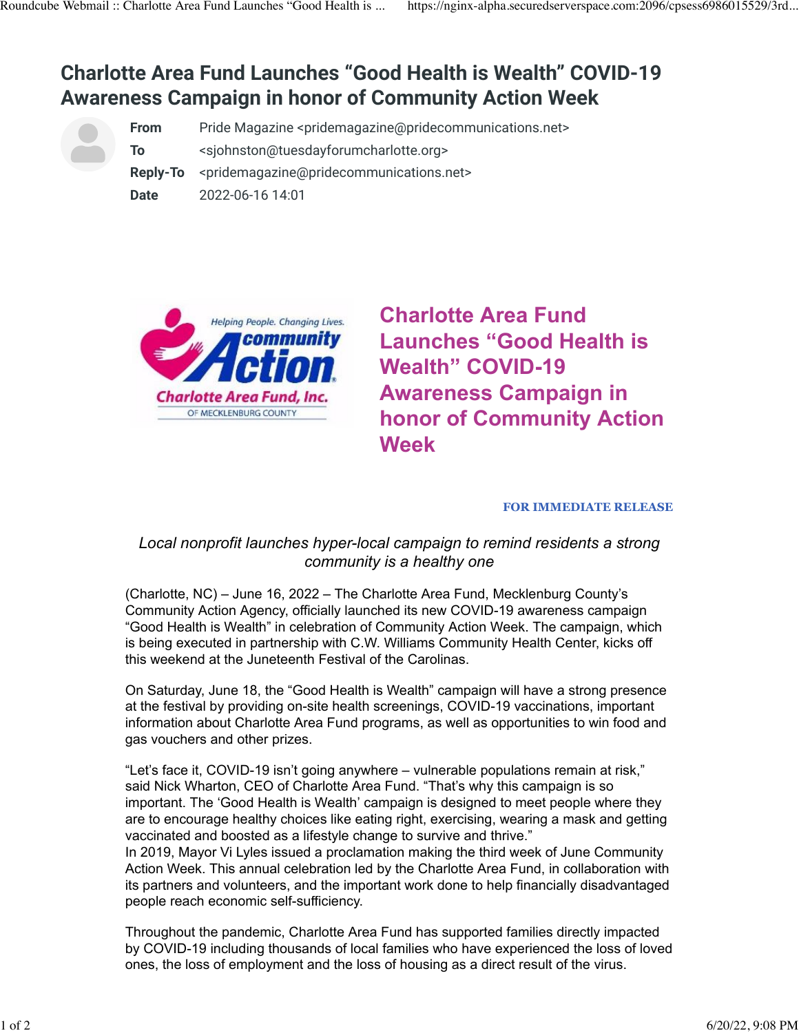# Charlotte Area Fund Launches "Good Health is Wealth" COVID-19 Awareness Campaign in honor of Community Action Week

**From** Pride Magazine <pridemagazine@pridecommunications.net>
**To** <sjohnston@tuesdayforumcharlotte.org>
**Reply-To** <pridemagazine@pridecommunications.net>
**Date** 2022-06-16 14:01

Helping People. Changing Lives.
community Action
Charlotte Area Fund, Inc.
OF MECKLENBURG COUNTY

## Charlotte Area Fund Launches "Good Health is Wealth" COVID-19 Awareness Campaign in honor of Community Action Week

**FOR IMMEDIATE RELEASE**

*Local nonprofit launches hyper-local campaign to remind residents a strong community is a healthy one*

(Charlotte, NC) – June 16, 2022 – The Charlotte Area Fund, Mecklenburg County's Community Action Agency, officially launched its new COVID-19 awareness campaign "Good Health is Wealth" in celebration of Community Action Week. The campaign, which is being executed in partnership with C.W. Williams Community Health Center, kicks off this weekend at the Juneteenth Festival of the Carolinas.

On Saturday, June 18, the "Good Health is Wealth" campaign will have a strong presence at the festival by providing on-site health screenings, COVID-19 vaccinations, important information about Charlotte Area Fund programs, as well as opportunities to win food and gas vouchers and other prizes.

"Let's face it, COVID-19 isn't going anywhere – vulnerable populations remain at risk," said Nick Wharton, CEO of Charlotte Area Fund. "That's why this campaign is so important. The 'Good Health is Wealth' campaign is designed to meet people where they are to encourage healthy choices like eating right, exercising, wearing a mask and getting vaccinated and boosted as a lifestyle change to survive and thrive."
In 2019, Mayor Vi Lyles issued a proclamation making the third week of June Community Action Week. This annual celebration led by the Charlotte Area Fund, in collaboration with its partners and volunteers, and the important work done to help financially disadvantaged people reach economic self-sufficiency.

Throughout the pandemic, Charlotte Area Fund has supported families directly impacted by COVID-19 including thousands of local families who have experienced the loss of loved ones, the loss of employment and the loss of housing as a direct result of the virus.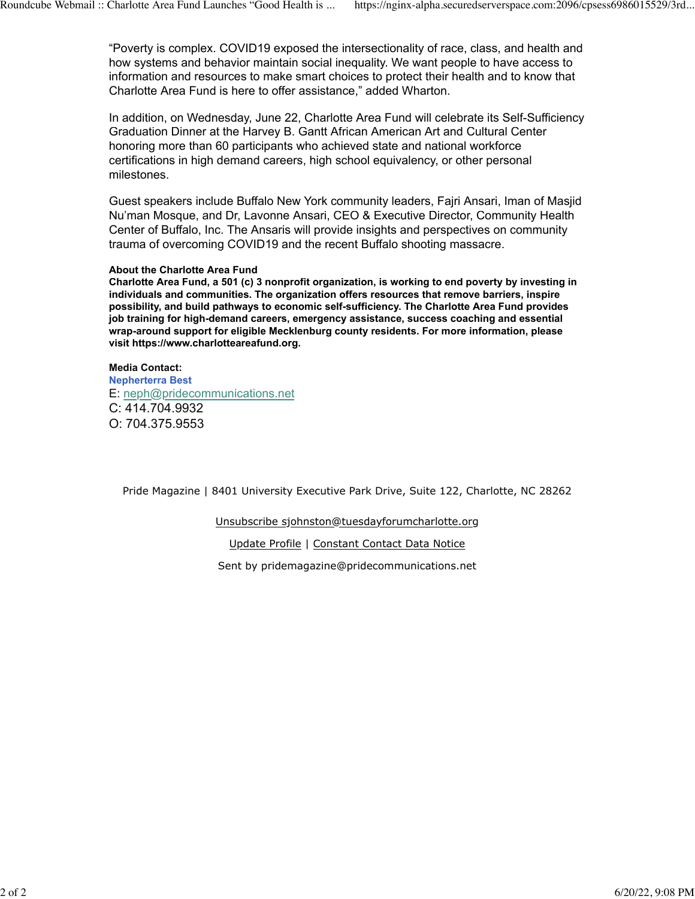“Poverty is complex. COVID19 exposed the intersectionality of race, class, and health and how systems and behavior maintain social inequality. We want people to have access to information and resources to make smart choices to protect their health and to know that Charlotte Area Fund is here to offer assistance,” added Wharton.

In addition, on Wednesday, June 22, Charlotte Area Fund will celebrate its Self-Sufficiency Graduation Dinner at the Harvey B. Gantt African American Art and Cultural Center honoring more than 60 participants who achieved state and national workforce certifications in high demand careers, high school equivalency, or other personal milestones.

Guest speakers include Buffalo New York community leaders, Fajri Ansari, Iman of Masjid Nu’man Mosque, and Dr, Lavonne Ansari, CEO & Executive Director, Community Health Center of Buffalo, Inc. The Ansaris will provide insights and perspectives on community trauma of overcoming COVID19 and the recent Buffalo shooting massacre.

**About the Charlotte Area Fund**
**Charlotte Area Fund, a 501 (c) 3 nonprofit organization, is working to end poverty by investing in individuals and communities. The organization offers resources that remove barriers, inspire possibility, and build pathways to economic self-sufficiency. The Charlotte Area Fund provides job training for high-demand careers, emergency assistance, success coaching and essential wrap-around support for eligible Mecklenburg county residents. For more information, please visit https://www.charlotteareafund.org.**

**Media Contact:**
**Nepherterra Best**
E: neph@pridecommunications.net
C: 414.704.9932
O: 704.375.9553

Pride Magazine | 8401 University Executive Park Drive, Suite 122, Charlotte, NC 28262

Unsubscribe sjohnston@tuesdayforumcharlotte.org

Update Profile | Constant Contact Data Notice

Sent by pridemagazine@pridecommunications.net